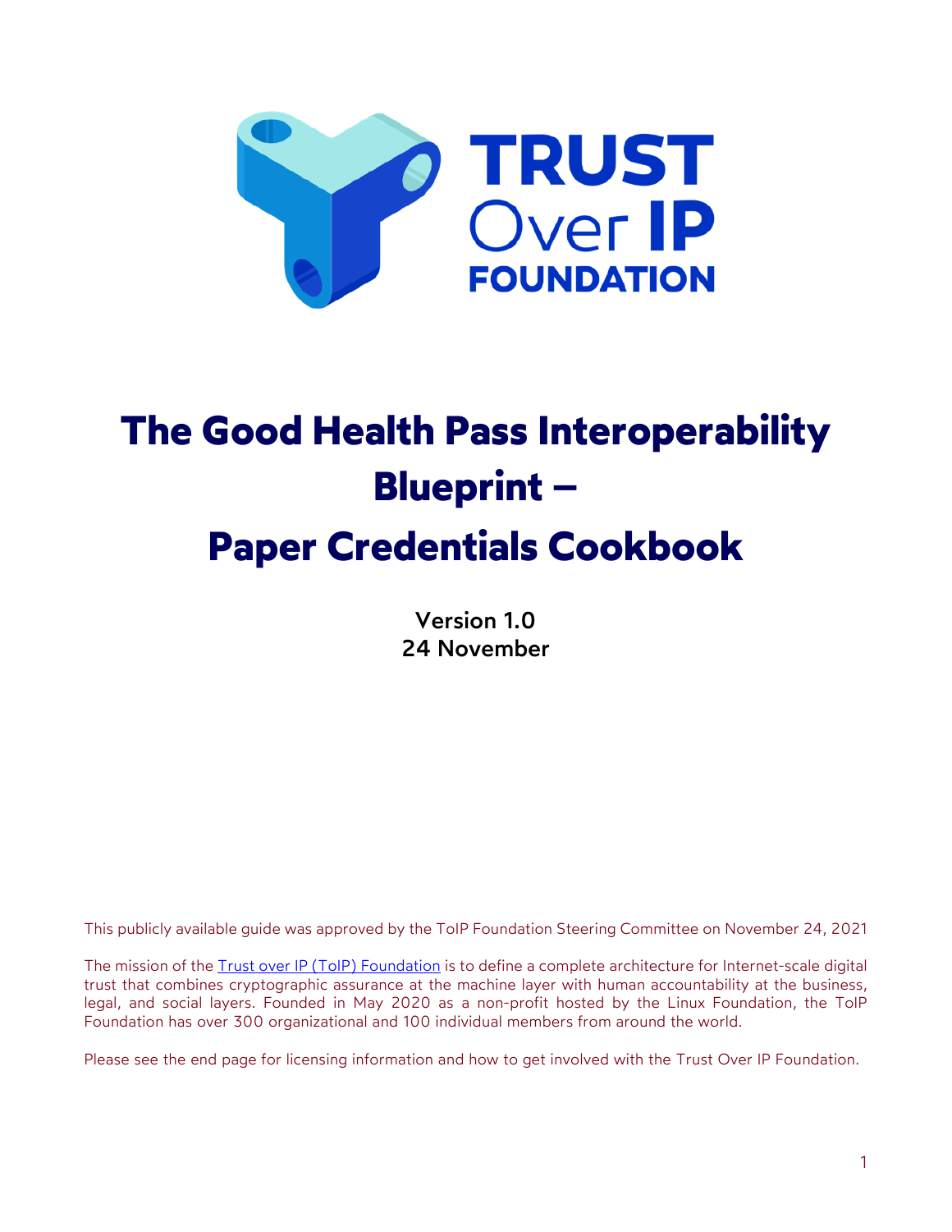# The Good Health Pass Interoperability Blueprint – Paper Credentials Cookbook

**Version 1.0**
**24 November**

This publicly available guide was approved by the ToIP Foundation Steering Committee on November 24, 2021

The mission of the [Trust over IP (ToIP) Foundation](https://trustoverip.org/) is to define a complete architecture for Internet-scale digital trust that combines cryptographic assurance at the machine layer with human accountability at the business, legal, and social layers. Founded in May 2020 as a non-profit hosted by the Linux Foundation, the ToIP Foundation has over 300 organizational and 100 individual members from around the world.

Please see the end page for licensing information and how to get involved with the Trust Over IP Foundation.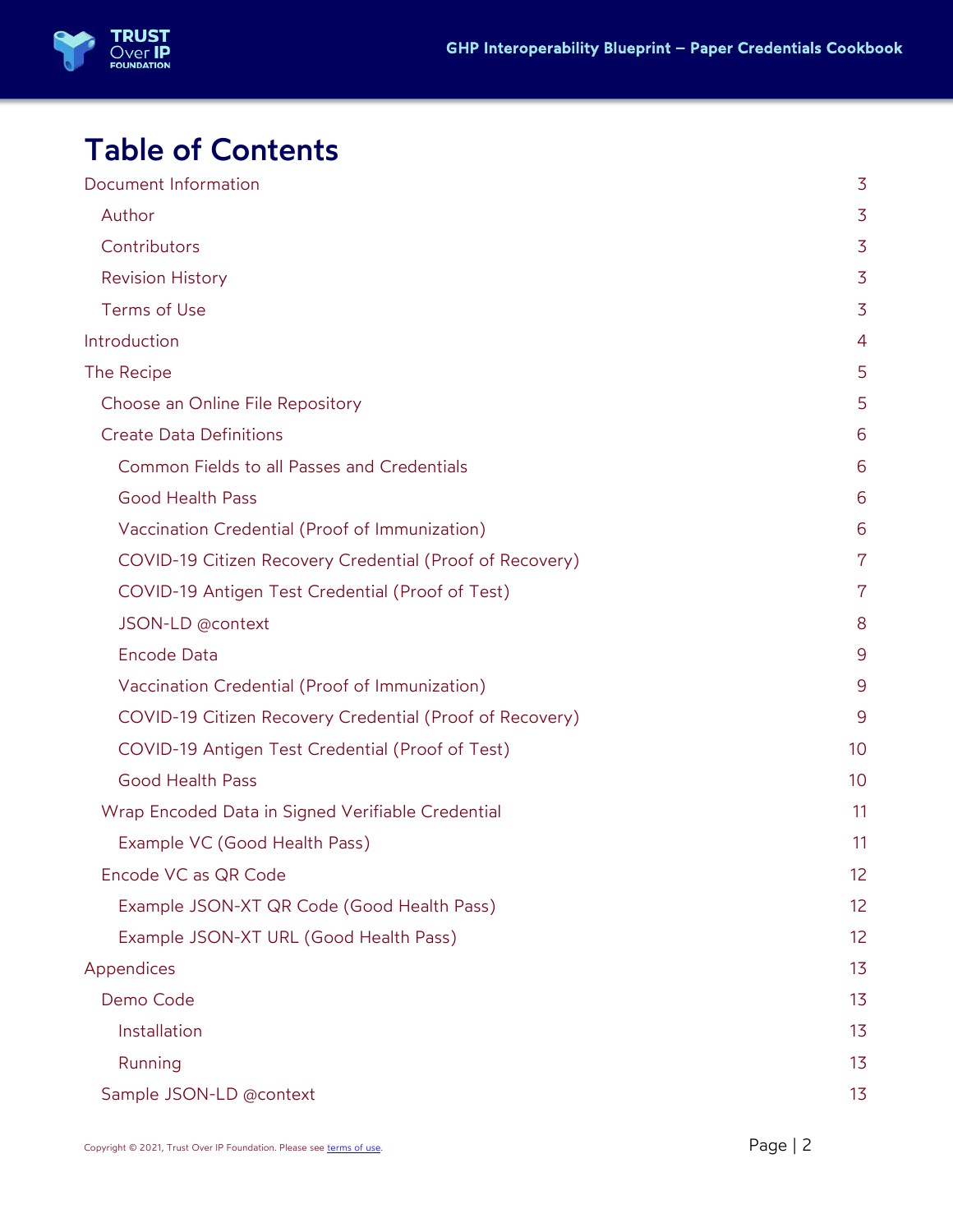# Table of Contents

- Document Information 3
  - Author 3
  - Contributors 3
  - Revision History 3
  - Terms of Use 3
- Introduction 4
- The Recipe 5
  - Choose an Online File Repository 5
  - Create Data Definitions 6
    - Common Fields to all Passes and Credentials 6
    - Good Health Pass 6
    - Vaccination Credential (Proof of Immunization) 6
    - COVID-19 Citizen Recovery Credential (Proof of Recovery) 7
    - COVID-19 Antigen Test Credential (Proof of Test) 7
    - JSON-LD @context 8
    - Encode Data 9
    - Vaccination Credential (Proof of Immunization) 9
    - COVID-19 Citizen Recovery Credential (Proof of Recovery) 9
    - COVID-19 Antigen Test Credential (Proof of Test) 10
    - Good Health Pass 10
  - Wrap Encoded Data in Signed Verifiable Credential 11
    - Example VC (Good Health Pass) 11
  - Encode VC as QR Code 12
    - Example JSON-XT QR Code (Good Health Pass) 12
    - Example JSON-XT URL (Good Health Pass) 12
- Appendices 13
  - Demo Code 13
    - Installation 13
    - Running 13
  - Sample JSON-LD @context 13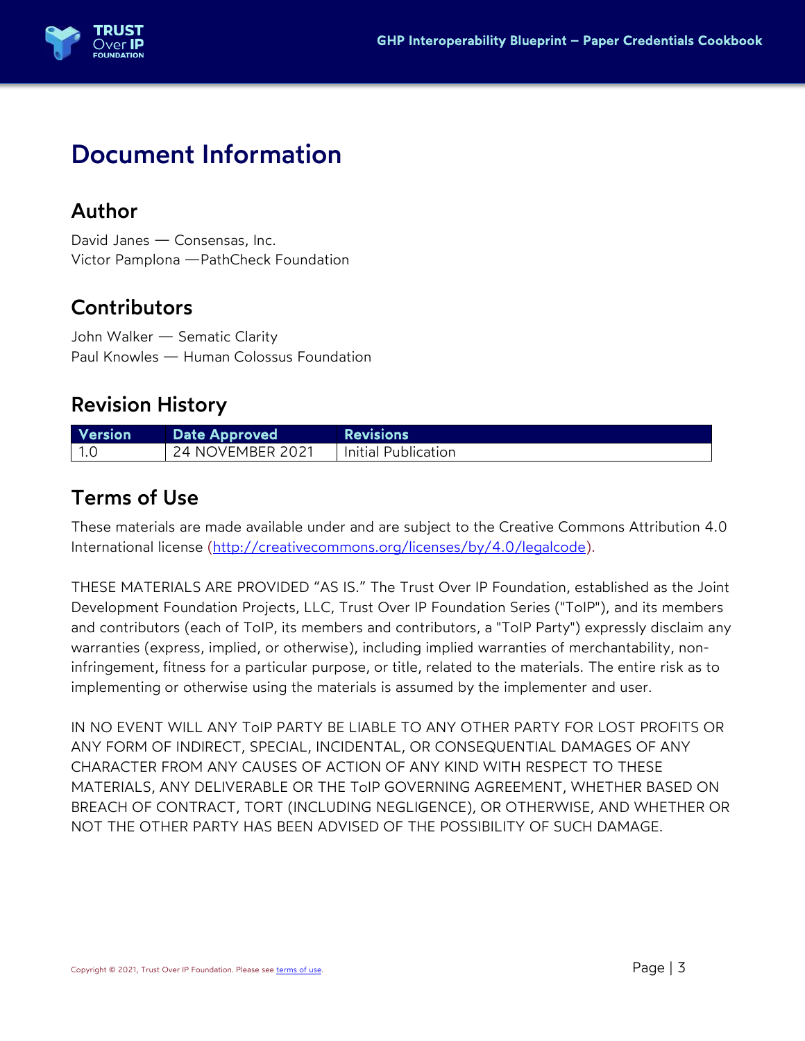# Document Information

## Author

David Janes — Consensas, Inc.
Victor Pamplona —PathCheck Foundation

## Contributors

John Walker — Sematic Clarity
Paul Knowles — Human Colossus Foundation

## Revision History

| Version | Date Approved | Revisions |
|---|---|---|
| 1.0 | 24 NOVEMBER 2021 | Initial Publication |

## Terms of Use

These materials are made available under and are subject to the Creative Commons Attribution 4.0 International license (http://creativecommons.org/licenses/by/4.0/legalcode).

THESE MATERIALS ARE PROVIDED "AS IS." The Trust Over IP Foundation, established as the Joint Development Foundation Projects, LLC, Trust Over IP Foundation Series ("ToIP"), and its members and contributors (each of ToIP, its members and contributors, a "ToIP Party") expressly disclaim any warranties (express, implied, or otherwise), including implied warranties of merchantability, non-infringement, fitness for a particular purpose, or title, related to the materials. The entire risk as to implementing or otherwise using the materials is assumed by the implementer and user.

IN NO EVENT WILL ANY ToIP PARTY BE LIABLE TO ANY OTHER PARTY FOR LOST PROFITS OR ANY FORM OF INDIRECT, SPECIAL, INCIDENTAL, OR CONSEQUENTIAL DAMAGES OF ANY CHARACTER FROM ANY CAUSES OF ACTION OF ANY KIND WITH RESPECT TO THESE MATERIALS, ANY DELIVERABLE OR THE ToIP GOVERNING AGREEMENT, WHETHER BASED ON BREACH OF CONTRACT, TORT (INCLUDING NEGLIGENCE), OR OTHERWISE, AND WHETHER OR NOT THE OTHER PARTY HAS BEEN ADVISED OF THE POSSIBILITY OF SUCH DAMAGE.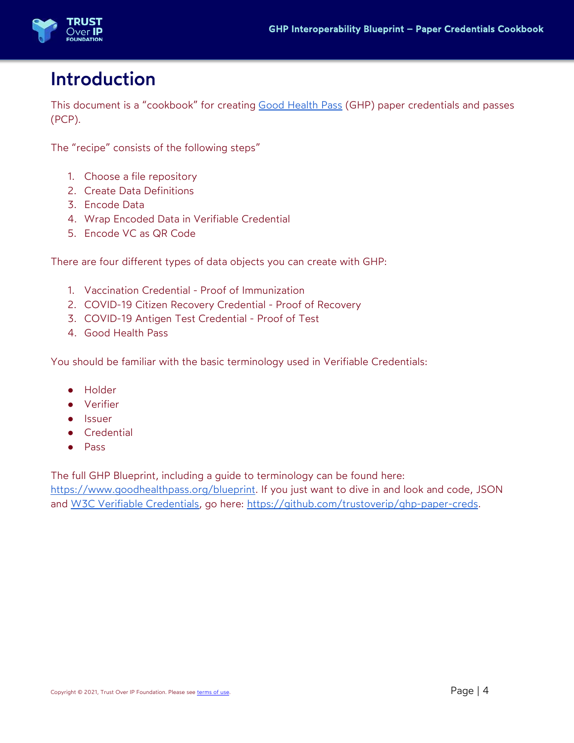# Introduction

This document is a “cookbook” for creating [Good Health Pass](https://www.goodhealthpass.org) (GHP) paper credentials and passes (PCP).

The “recipe” consists of the following steps”

1. Choose a file repository
2. Create Data Definitions
3. Encode Data
4. Wrap Encoded Data in Verifiable Credential
5. Encode VC as QR Code

There are four different types of data objects you can create with GHP:

1. Vaccination Credential - Proof of Immunization
2. COVID-19 Citizen Recovery Credential - Proof of Recovery
3. COVID-19 Antigen Test Credential - Proof of Test
4. Good Health Pass

You should be familiar with the basic terminology used in Verifiable Credentials:

- Holder
- Verifier
- Issuer
- Credential
- Pass

The full GHP Blueprint, including a guide to terminology can be found here: https://www.goodhealthpass.org/blueprint. If you just want to dive in and look and code, JSON and W3C Verifiable Credentials, go here: https://github.com/trustoverip/ghp-paper-creds.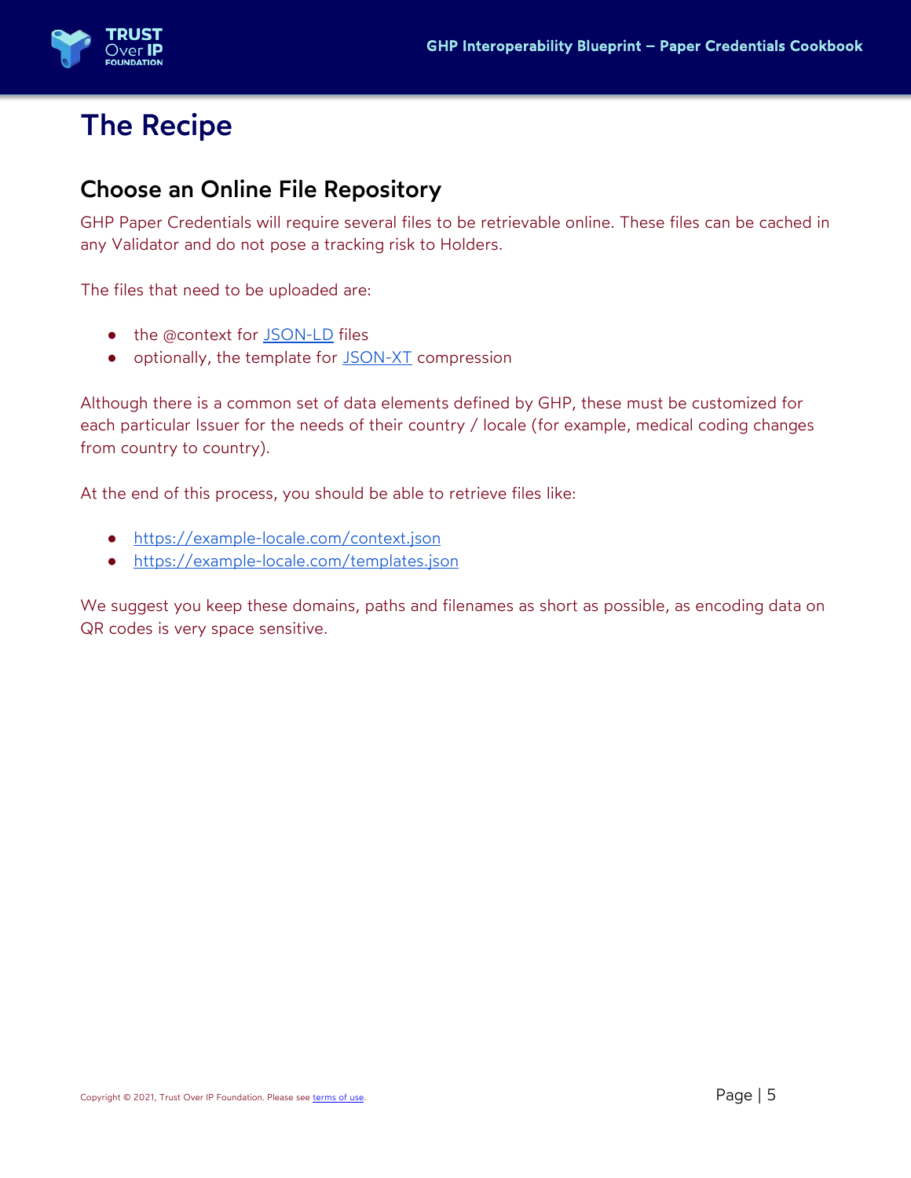# The Recipe

## Choose an Online File Repository

GHP Paper Credentials will require several files to be retrievable online. These files can be cached in any Validator and do not pose a tracking risk to Holders.

The files that need to be uploaded are:

- the @context for JSON-LD files
- optionally, the template for JSON-XT compression

Although there is a common set of data elements defined by GHP, these must be customized for each particular Issuer for the needs of their country / locale (for example, medical coding changes from country to country).

At the end of this process, you should be able to retrieve files like:

- https://example-locale.com/context.json
- https://example-locale.com/templates.json

We suggest you keep these domains, paths and filenames as short as possible, as encoding data on QR codes is very space sensitive.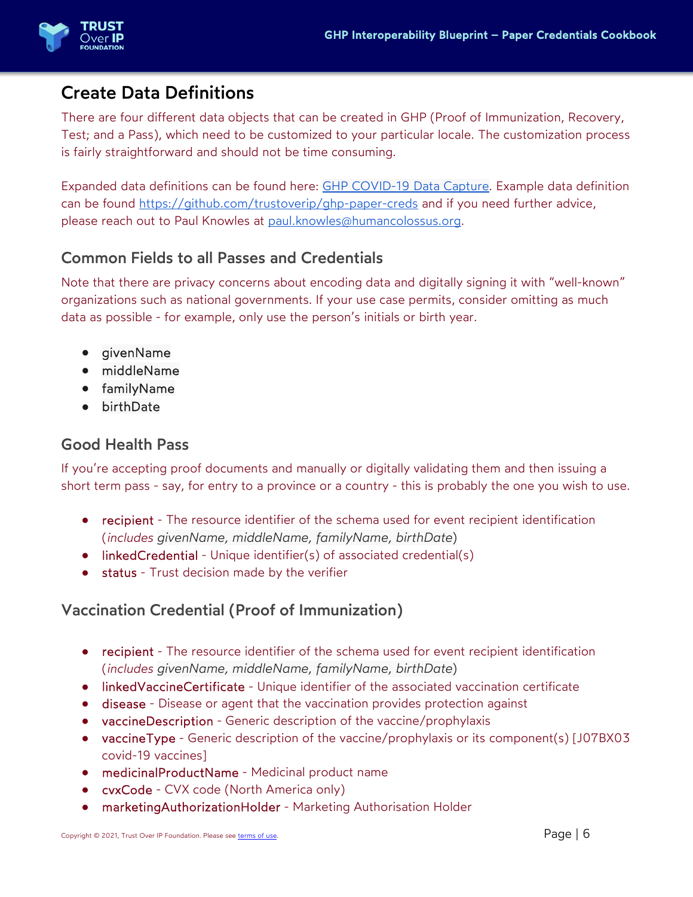## Create Data Definitions

There are four different data objects that can be created in GHP (Proof of Immunization, Recovery, Test; and a Pass), which need to be customized to your particular locale. The customization process is fairly straightforward and should not be time consuming.

Expanded data definitions can be found here: GHP COVID-19 Data Capture. Example data definition can be found https://github.com/trustoverip/ghp-paper-creds and if you need further advice, please reach out to Paul Knowles at paul.knowles@humancolossus.org.

### Common Fields to all Passes and Credentials

Note that there are privacy concerns about encoding data and digitally signing it with "well-known" organizations such as national governments. If your use case permits, consider omitting as much data as possible - for example, only use the person's initials or birth year.

- givenName
- middleName
- familyName
- birthDate

### Good Health Pass

If you're accepting proof documents and manually or digitally validating them and then issuing a short term pass - say, for entry to a province or a country - this is probably the one you wish to use.

- recipient - The resource identifier of the schema used for event recipient identification (*includes* givenName, middleName, familyName, birthDate)
- linkedCredential - Unique identifier(s) of associated credential(s)
- status - Trust decision made by the verifier

### Vaccination Credential (Proof of Immunization)

- recipient - The resource identifier of the schema used for event recipient identification (*includes* givenName, middleName, familyName, birthDate)
- linkedVaccineCertificate - Unique identifier of the associated vaccination certificate
- disease - Disease or agent that the vaccination provides protection against
- vaccineDescription - Generic description of the vaccine/prophylaxis
- vaccineType - Generic description of the vaccine/prophylaxis or its component(s) [J07BX03 covid-19 vaccines]
- medicinalProductName - Medicinal product name
- cvxCode - CVX code (North America only)
- marketingAuthorizationHolder - Marketing Authorisation Holder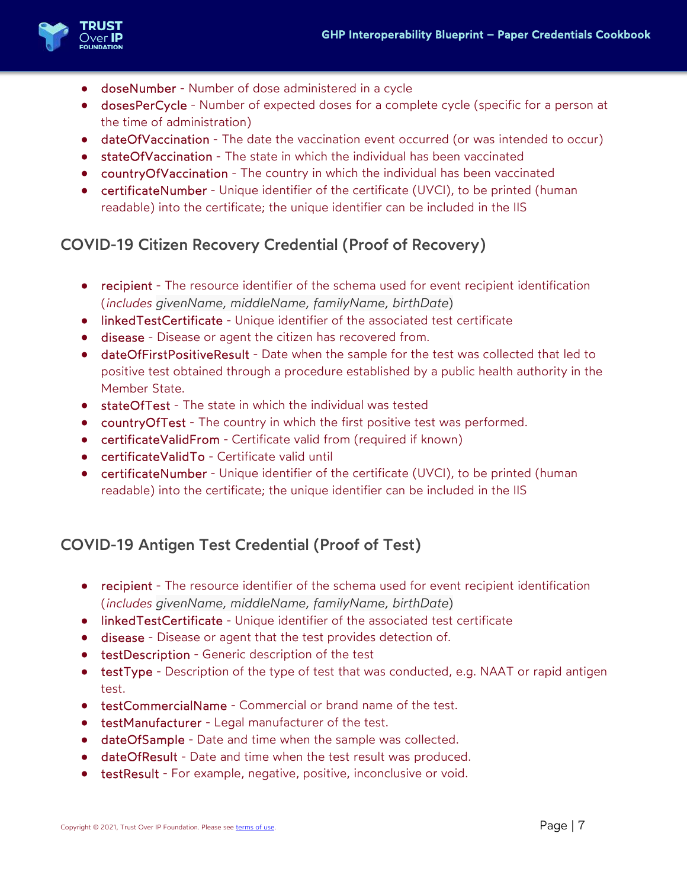- doseNumber - Number of dose administered in a cycle
- dosesPerCycle - Number of expected doses for a complete cycle (specific for a person at the time of administration)
- dateOfVaccination - The date the vaccination event occurred (or was intended to occur)
- stateOfVaccination - The state in which the individual has been vaccinated
- countryOfVaccination - The country in which the individual has been vaccinated
- certificateNumber - Unique identifier of the certificate (UVCI), to be printed (human readable) into the certificate; the unique identifier can be included in the IIS

### COVID-19 Citizen Recovery Credential (Proof of Recovery)

- recipient - The resource identifier of the schema used for event recipient identification (*includes givenName, middleName, familyName, birthDate*)
- linkedTestCertificate - Unique identifier of the associated test certificate
- disease - Disease or agent the citizen has recovered from.
- dateOfFirstPositiveResult - Date when the sample for the test was collected that led to positive test obtained through a procedure established by a public health authority in the Member State.
- stateOfTest - The state in which the individual was tested
- countryOfTest - The country in which the first positive test was performed.
- certificateValidFrom - Certificate valid from (required if known)
- certificateValidTo - Certificate valid until
- certificateNumber - Unique identifier of the certificate (UVCI), to be printed (human readable) into the certificate; the unique identifier can be included in the IIS

### COVID-19 Antigen Test Credential (Proof of Test)

- recipient - The resource identifier of the schema used for event recipient identification (*includes givenName, middleName, familyName, birthDate*)
- linkedTestCertificate - Unique identifier of the associated test certificate
- disease - Disease or agent that the test provides detection of.
- testDescription - Generic description of the test
- testType - Description of the type of test that was conducted, e.g. NAAT or rapid antigen test.
- testCommercialName - Commercial or brand name of the test.
- testManufacturer - Legal manufacturer of the test.
- dateOfSample - Date and time when the sample was collected.
- dateOfResult - Date and time when the test result was produced.
- testResult - For example, negative, positive, inconclusive or void.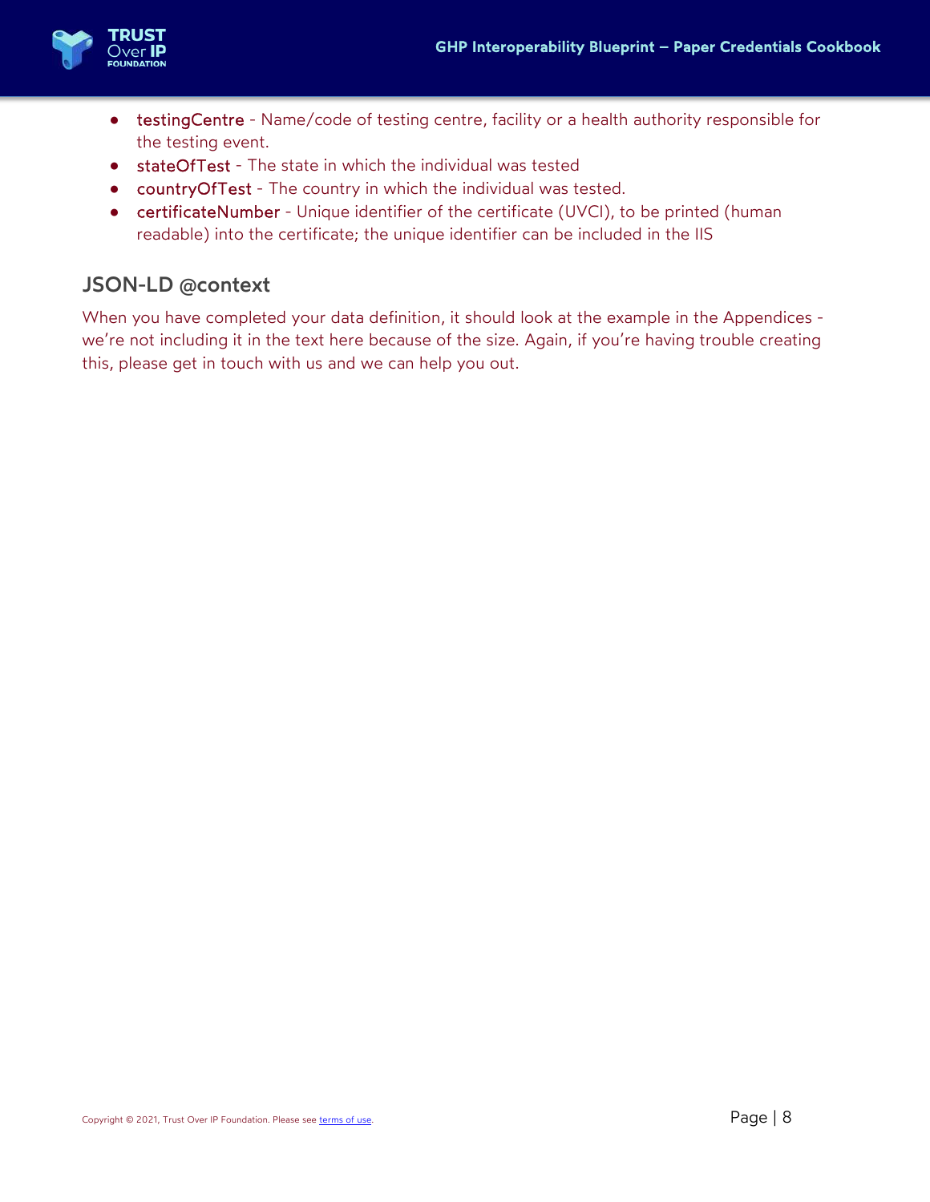- testingCentre - Name/code of testing centre, facility or a health authority responsible for the testing event.
- stateOfTest - The state in which the individual was tested
- countryOfTest - The country in which the individual was tested.
- certificateNumber - Unique identifier of the certificate (UVCI), to be printed (human readable) into the certificate; the unique identifier can be included in the IIS

## JSON-LD @context

When you have completed your data definition, it should look at the example in the Appendices - we're not including it in the text here because of the size. Again, if you're having trouble creating this, please get in touch with us and we can help you out.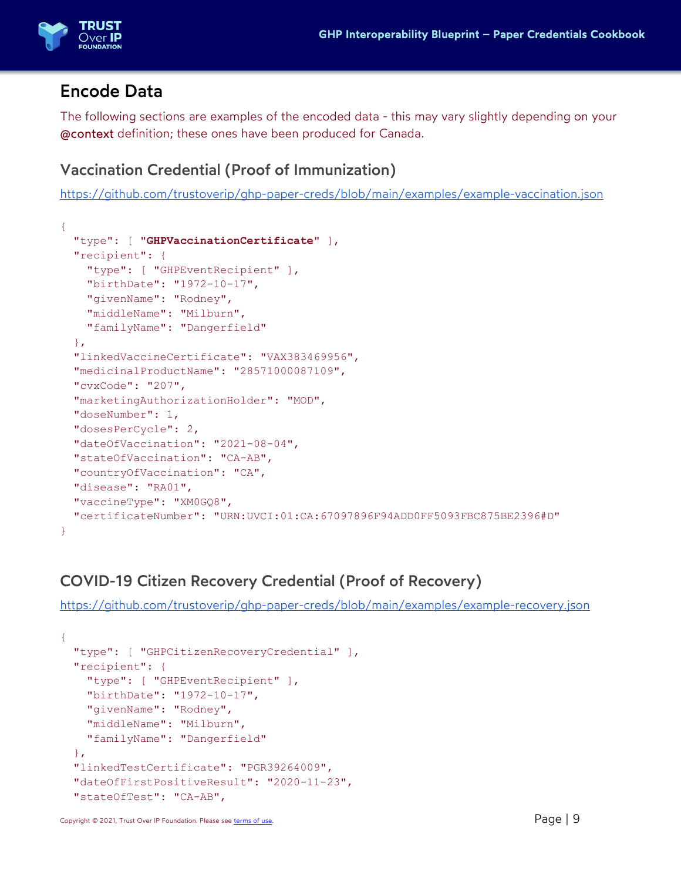## Encode Data

The following sections are examples of the encoded data - this may vary slightly depending on your **@context** definition; these ones have been produced for Canada.

### Vaccination Credential (Proof of Immunization)

https://github.com/trustoverip/ghp-paper-creds/blob/main/examples/example-vaccination.json

```
{
  "type": [ "GHPVaccinationCertificate" ],
  "recipient": {
    "type": [ "GHPEventRecipient" ],
    "birthDate": "1972-10-17",
    "givenName": "Rodney",
    "middleName": "Milburn",
    "familyName": "Dangerfield"
  },
  "linkedVaccineCertificate": "VAX383469956",
  "medicinalProductName": "28571000087109",
  "cvxCode": "207",
  "marketingAuthorizationHolder": "MOD",
  "doseNumber": 1,
  "dosesPerCycle": 2,
  "dateOfVaccination": "2021-08-04",
  "stateOfVaccination": "CA-AB",
  "countryOfVaccination": "CA",
  "disease": "RA01",
  "vaccineType": "XM0GQ8",
  "certificateNumber": "URN:UVCI:01:CA:67097896F94ADD0FF5093FBC875BE2396#D"
}
```

### COVID-19 Citizen Recovery Credential (Proof of Recovery)

https://github.com/trustoverip/ghp-paper-creds/blob/main/examples/example-recovery.json

```
{
  "type": [ "GHPCitizenRecoveryCredential" ],
  "recipient": {
    "type": [ "GHPEventRecipient" ],
    "birthDate": "1972-10-17",
    "givenName": "Rodney",
    "middleName": "Milburn",
    "familyName": "Dangerfield"
  },
  "linkedTestCertificate": "PGR39264009",
  "dateOfFirstPositiveResult": "2020-11-23",
  "stateOfTest": "CA-AB",
```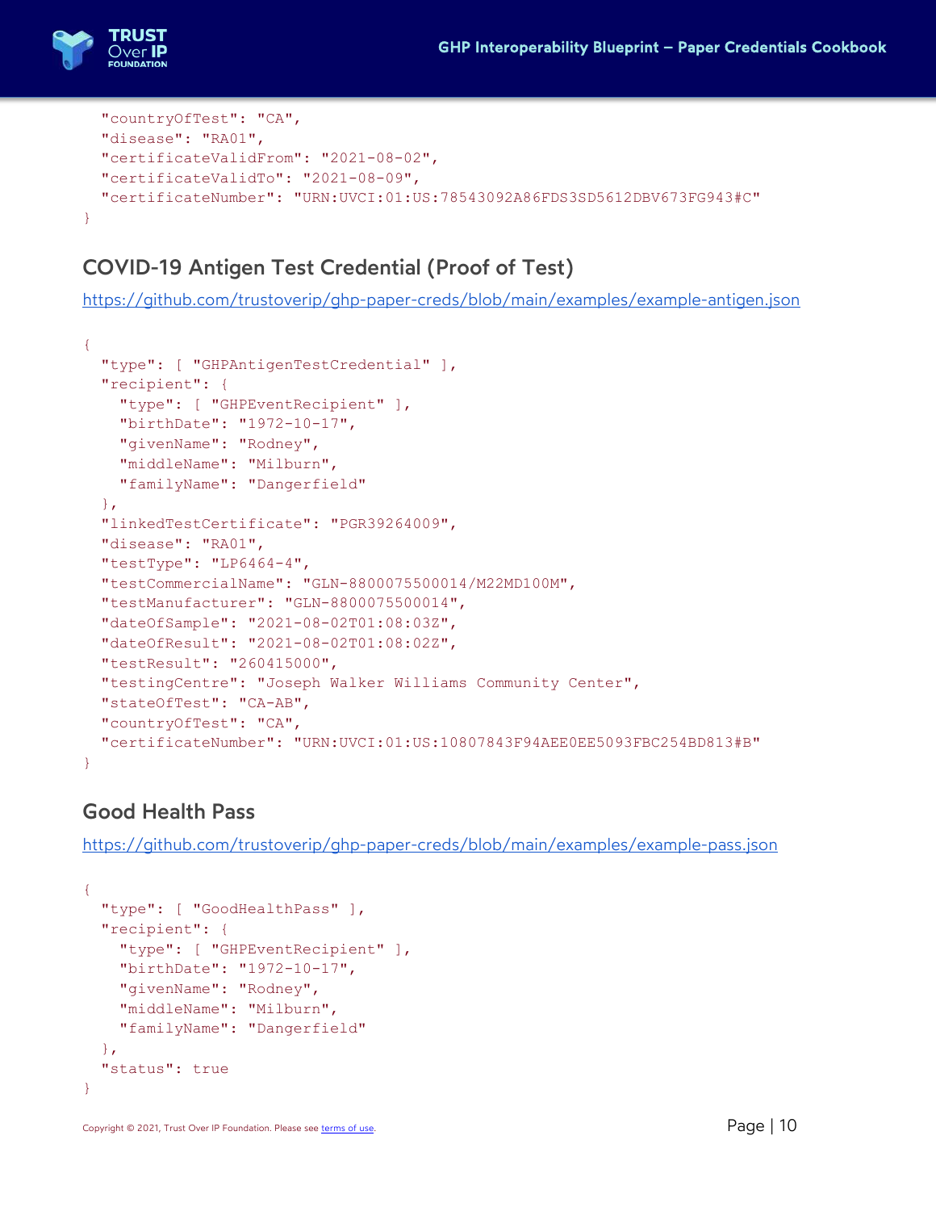```
  "countryOfTest": "CA",
  "disease": "RA01",
  "certificateValidFrom": "2021-08-02",
  "certificateValidTo": "2021-08-09",
  "certificateNumber": "URN:UVCI:01:US:78543092A86FDS3SD5612DBV673FG943#C"
}
```

## COVID-19 Antigen Test Credential (Proof of Test)

https://github.com/trustoverip/ghp-paper-creds/blob/main/examples/example-antigen.json

```
{
  "type": [ "GHPAntigenTestCredential" ],
  "recipient": {
    "type": [ "GHPEventRecipient" ],
    "birthDate": "1972-10-17",
    "givenName": "Rodney",
    "middleName": "Milburn",
    "familyName": "Dangerfield"
  },
  "linkedTestCertificate": "PGR39264009",
  "disease": "RA01",
  "testType": "LP6464-4",
  "testCommercialName": "GLN-8800075500014/M22MD100M",
  "testManufacturer": "GLN-8800075500014",
  "dateOfSample": "2021-08-02T01:08:03Z",
  "dateOfResult": "2021-08-02T01:08:02Z",
  "testResult": "260415000",
  "testingCentre": "Joseph Walker Williams Community Center",
  "stateOfTest": "CA-AB",
  "countryOfTest": "CA",
  "certificateNumber": "URN:UVCI:01:US:10807843F94AEE0EE5093FBC254BD813#B"
}
```

## Good Health Pass

https://github.com/trustoverip/ghp-paper-creds/blob/main/examples/example-pass.json

```
{
  "type": [ "GoodHealthPass" ],
  "recipient": {
    "type": [ "GHPEventRecipient" ],
    "birthDate": "1972-10-17",
    "givenName": "Rodney",
    "middleName": "Milburn",
    "familyName": "Dangerfield"
  },
  "status": true
}
```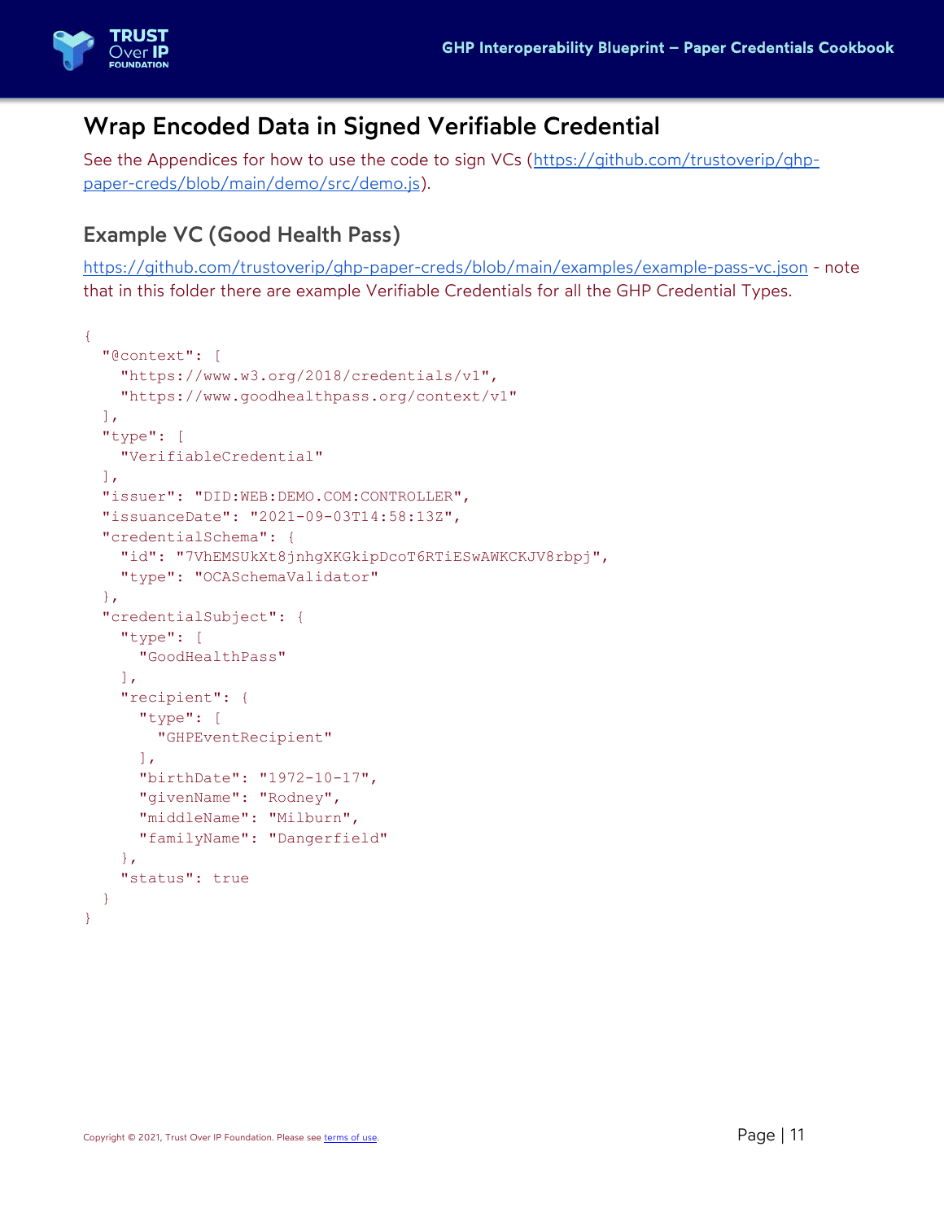## Wrap Encoded Data in Signed Verifiable Credential

See the Appendices for how to use the code to sign VCs (https://github.com/trustoverip/ghp-paper-creds/blob/main/demo/src/demo.js).

### Example VC (Good Health Pass)

https://github.com/trustoverip/ghp-paper-creds/blob/main/examples/example-pass-vc.json - note that in this folder there are example Verifiable Credentials for all the GHP Credential Types.

```
{
  "@context": [
    "https://www.w3.org/2018/credentials/v1",
    "https://www.goodhealthpass.org/context/v1"
  ],
  "type": [
    "VerifiableCredential"
  ],
  "issuer": "DID:WEB:DEMO.COM:CONTROLLER",
  "issuanceDate": "2021-09-03T14:58:13Z",
  "credentialSchema": {
    "id": "7VhEMSUkXt8jnhgXKGkipDcoT6RTiESwAWKCKJV8rbpj",
    "type": "OCASchemaValidator"
  },
  "credentialSubject": {
    "type": [
      "GoodHealthPass"
    ],
    "recipient": {
      "type": [
        "GHPEventRecipient"
      ],
      "birthDate": "1972-10-17",
      "givenName": "Rodney",
      "middleName": "Milburn",
      "familyName": "Dangerfield"
    },
    "status": true
  }
}
```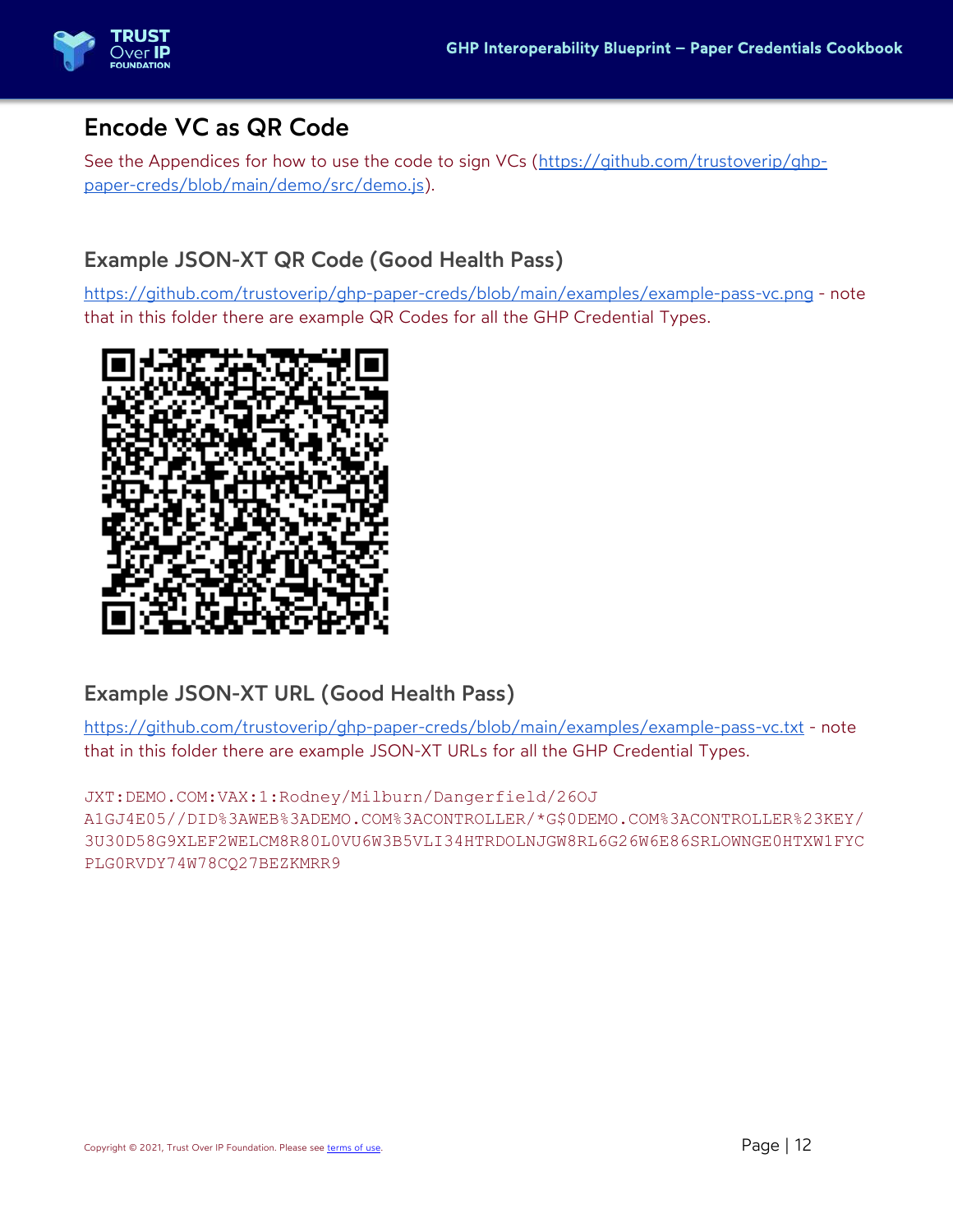## Encode VC as QR Code

See the Appendices for how to use the code to sign VCs (https://github.com/trustoverip/ghp-paper-creds/blob/main/demo/src/demo.js).

### Example JSON-XT QR Code (Good Health Pass)

https://github.com/trustoverip/ghp-paper-creds/blob/main/examples/example-pass-vc.png - note that in this folder there are example QR Codes for all the GHP Credential Types.

### Example JSON-XT URL (Good Health Pass)

https://github.com/trustoverip/ghp-paper-creds/blob/main/examples/example-pass-vc.txt - note that in this folder there are example JSON-XT URLs for all the GHP Credential Types.

```
JXT:DEMO.COM:VAX:1:Rodney/Milburn/Dangerfield/26OJ
A1GJ4E05//DID%3AWEB%3ADEMO.COM%3ACONTROLLER/*G$0DEMO.COM%3ACONTROLLER%23KEY/
3U30D58G9XLEF2WELCM8R80L0VU6W3B5VLI34HTRDOLNJGW8RL6G26W6E86SRLOWNGE0HTXW1FYC
PLG0RVDY74W78CQ27BEZKMRR9
```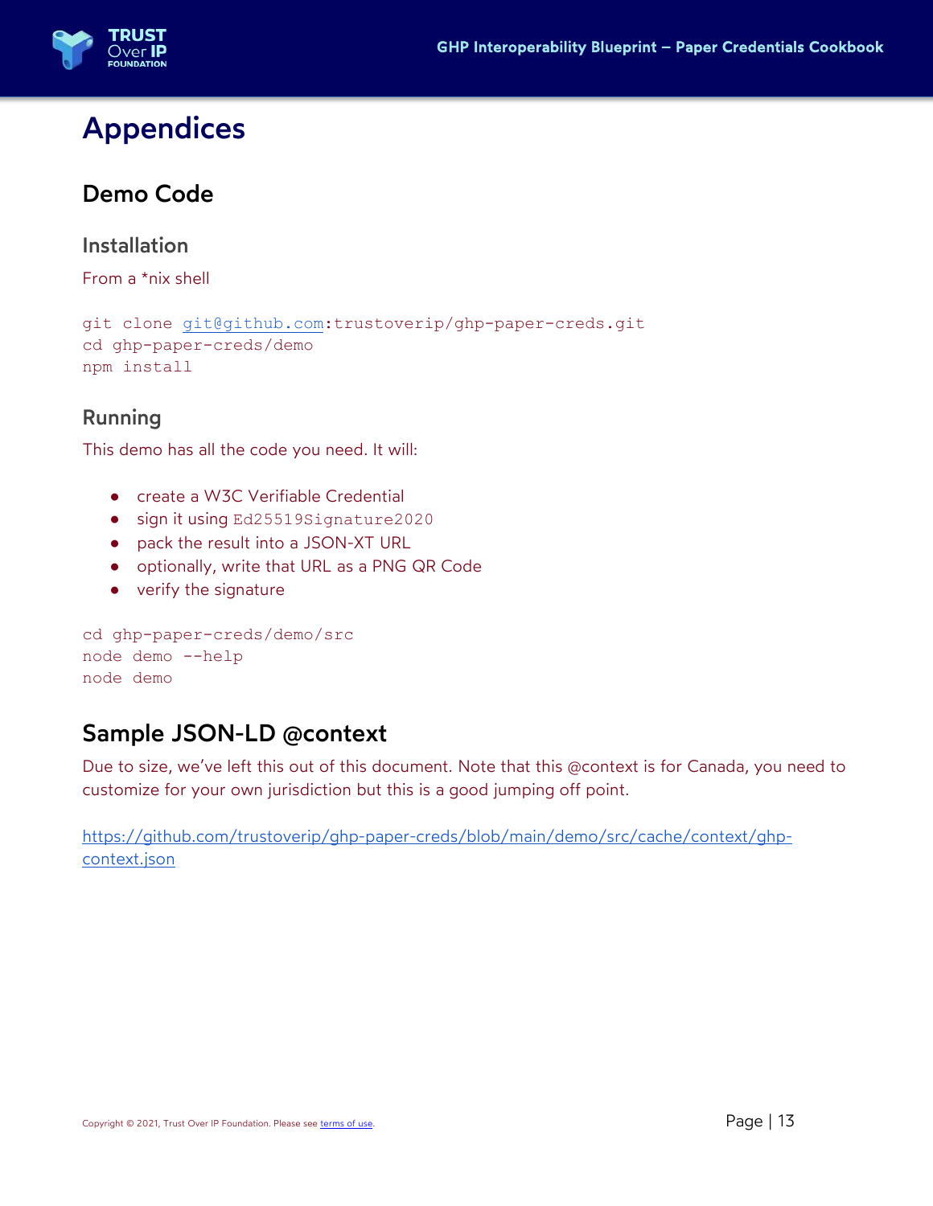# Appendices

## Demo Code

### Installation

From a *nix shell

```
git clone git@github.com:trustoverip/ghp-paper-creds.git
cd ghp-paper-creds/demo
npm install
```

### Running

This demo has all the code you need. It will:

- create a W3C Verifiable Credential
- sign it using `Ed25519Signature2020`
- pack the result into a JSON-XT URL
- optionally, write that URL as a PNG QR Code
- verify the signature

```
cd ghp-paper-creds/demo/src
node demo --help
node demo
```

## Sample JSON-LD @context

Due to size, we've left this out of this document. Note that this @context is for Canada, you need to customize for your own jurisdiction but this is a good jumping off point.

https://github.com/trustoverip/ghp-paper-creds/blob/main/demo/src/cache/context/ghp-context.json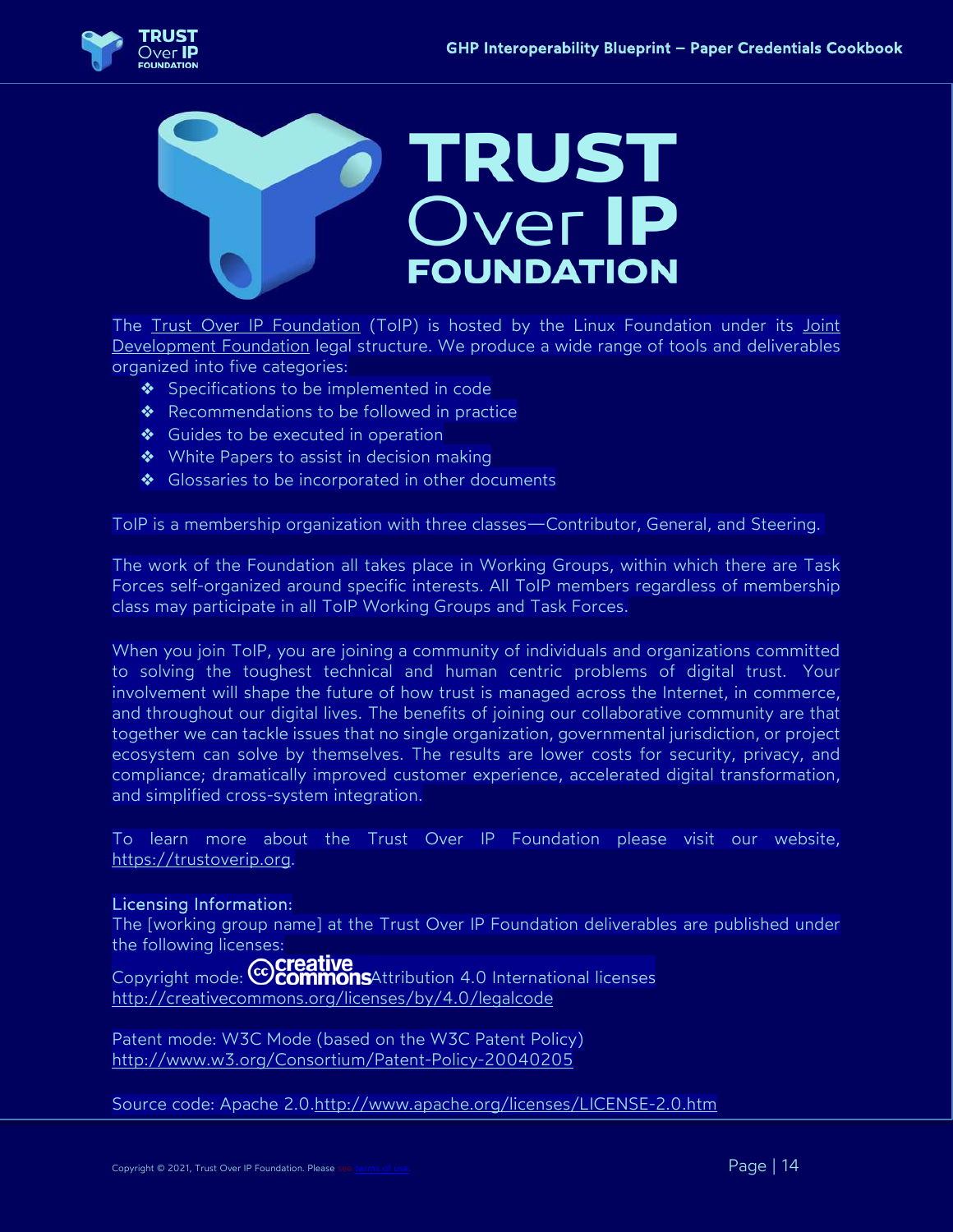The [Trust Over IP Foundation](https://trustoverip.org) (ToIP) is hosted by the Linux Foundation under its Joint Development Foundation legal structure. We produce a wide range of tools and deliverables organized into five categories:

- Specifications to be implemented in code
- Recommendations to be followed in practice
- Guides to be executed in operation
- White Papers to assist in decision making
- Glossaries to be incorporated in other documents

ToIP is a membership organization with three classes—Contributor, General, and Steering.

The work of the Foundation all takes place in Working Groups, within which there are Task Forces self-organized around specific interests. All ToIP members regardless of membership class may participate in all ToIP Working Groups and Task Forces.

When you join ToIP, you are joining a community of individuals and organizations committed to solving the toughest technical and human centric problems of digital trust. Your involvement will shape the future of how trust is managed across the Internet, in commerce, and throughout our digital lives. The benefits of joining our collaborative community are that together we can tackle issues that no single organization, governmental jurisdiction, or project ecosystem can solve by themselves. The results are lower costs for security, privacy, and compliance; dramatically improved customer experience, accelerated digital transformation, and simplified cross-system integration.

To learn more about the Trust Over IP Foundation please visit our website, https://trustoverip.org.

Licensing Information:
The [working group name] at the Trust Over IP Foundation deliverables are published under the following licenses:

Copyright mode: creative commons Attribution 4.0 International licenses
http://creativecommons.org/licenses/by/4.0/legalcode

Patent mode: W3C Mode (based on the W3C Patent Policy)
http://www.w3.org/Consortium/Patent-Policy-20040205

Source code: Apache 2.0.http://www.apache.org/licenses/LICENSE-2.0.htm